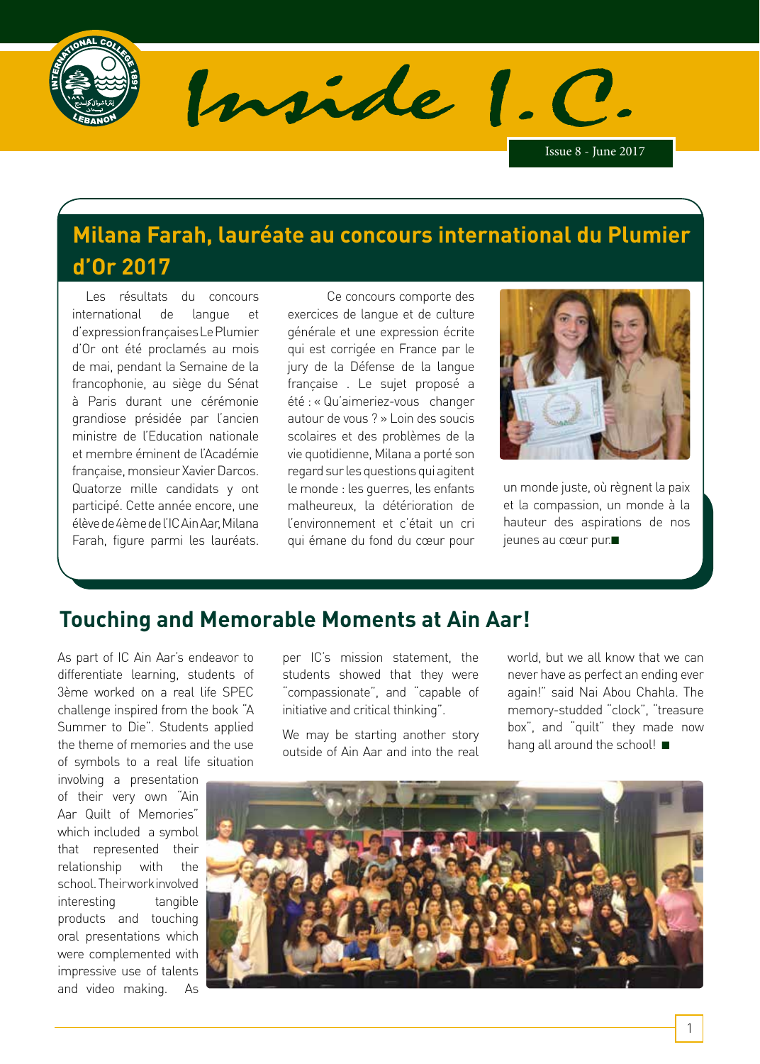# Inside I.C.

Issue 8 - June 2017

## Milana Farah, lauréate au concours international du Plumier d'Or 2017

Les résultats du concours international de langue et d'expression françaises Le Plumier d'Or ont été proclamés au mois de mai, pendant la Semaine de la francophonie, au siège du Sénat à Paris durant une cérémonie grandiose présidée par l'ancien ministre de l'Education nationale et membre éminent de l'Académie française, monsieur Xavier Darcos. Quatorze mille candidats y ont participé. Cette année encore, une élève de 4ème de l'IC Ain Aar, Milana Farah, figure parmi les lauréats.

Ce concours comporte des exercices de langue et de culture générale et une expression écrite qui est corrigée en France par le jury de la Défense de la langue française . Le sujet proposé a été : « Qu'aimeriez-vous changer autour de vous ? » Loin des soucis scolaires et des problèmes de la vie quotidienne, Milana a porté son regard sur les questions qui agitent le monde : les guerres, les enfants malheureux, la détérioration de l'environnement et c'était un cri qui émane du fond du cœur pour un monde juste, où règnent la paix et la compassion, un monde à la hauteur des aspirations de nos jeunes au cœur pur.■

## Touching and Memorable Moments at Ain Aar!

As part of IC Ain Aar's endeavor to differentiate learning, students of 3ème worked on a real life SPEC challenge inspired from the book "A Summer to Die". Students applied the theme of memories and the use of symbols to a real life situation involving a presentation of their very own "Ain Aar Quilt of Memories" which included a symbol that represented their relationship with the school. Their work involved interesting tangible products and touching oral presentations which were complemented with impressive use of talents and video making. As per IC's mission statement, the students showed that they were "compassionate", and "capable of initiative and critical thinking".

We may be starting another story outside of Ain Aar and into the real world, but we all know that we can never have as perfect an ending ever again!" said Nai Abou Chahla. The memory-studded "clock", "treasure box", and "quilt" they made now hang all around the school! ■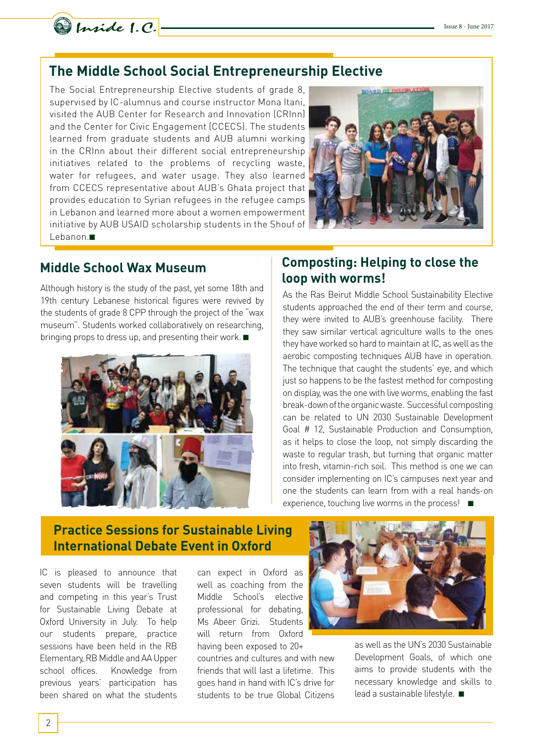## The Middle School Social Entrepreneurship Elective

The Social Entrepreneurship Elective students of grade 8, supervised by IC-alumnus and course instructor Mona Itani, visited the AUB Center for Research and Innovation (CRInn) and the Center for Civic Engagement (CCECS). The students learned from graduate students and AUB alumni working in the CRInn about their different social entrepreneurship initiatives related to the problems of recycling waste, water for refugees, and water usage. They also learned from CCECS representative about AUB's Ghata project that provides education to Syrian refugees in the refugee camps in Lebanon and learned more about a women empowerment initiative by AUB USAID scholarship students in the Shouf of Lebanon.■

## Middle School Wax Museum

Although history is the study of the past, yet some 18th and 19th century Lebanese historical figures were revived by the students of grade 8 CPP through the project of the "wax museum". Students worked collaboratively on researching, bringing props to dress up, and presenting their work. ■

## Composting: Helping to close the loop with worms!

As the Ras Beirut Middle School Sustainability Elective students approached the end of their term and course, they were invited to AUB's greenhouse facility. There they saw similar vertical agriculture walls to the ones they have worked so hard to maintain at IC, as well as the aerobic composting techniques AUB have in operation. The technique that caught the students' eye, and which just so happens to be the fastest method for composting on display, was the one with live worms, enabling the fast break-down of the organic waste. Successful composting can be related to UN 2030 Sustainable Development Goal # 12, Sustainable Production and Consumption, as it helps to close the loop, not simply discarding the waste to regular trash, but turning that organic matter into fresh, vitamin-rich soil. This method is one we can consider implementing on IC's campuses next year and one the students can learn from with a real hands-on experience, touching live worms in the process! ■

## Practice Sessions for Sustainable Living International Debate Event in Oxford

IC is pleased to announce that seven students will be travelling and competing in this year's Trust for Sustainable Living Debate at Oxford University in July. To help our students prepare, practice sessions have been held in the RB Elementary, RB Middle and AA Upper school offices. Knowledge from previous years' participation has been shared on what the students can expect in Oxford as well as coaching from the Middle School's elective professional for debating, Ms Abeer Grizi. Students will return from Oxford having been exposed to 20+ countries and cultures and with new friends that will last a lifetime. This goes hand in hand with IC's drive for students to be true Global Citizens as well as the UN's 2030 Sustainable Development Goals, of which one aims to provide students with the necessary knowledge and skills to lead a sustainable lifestyle. ■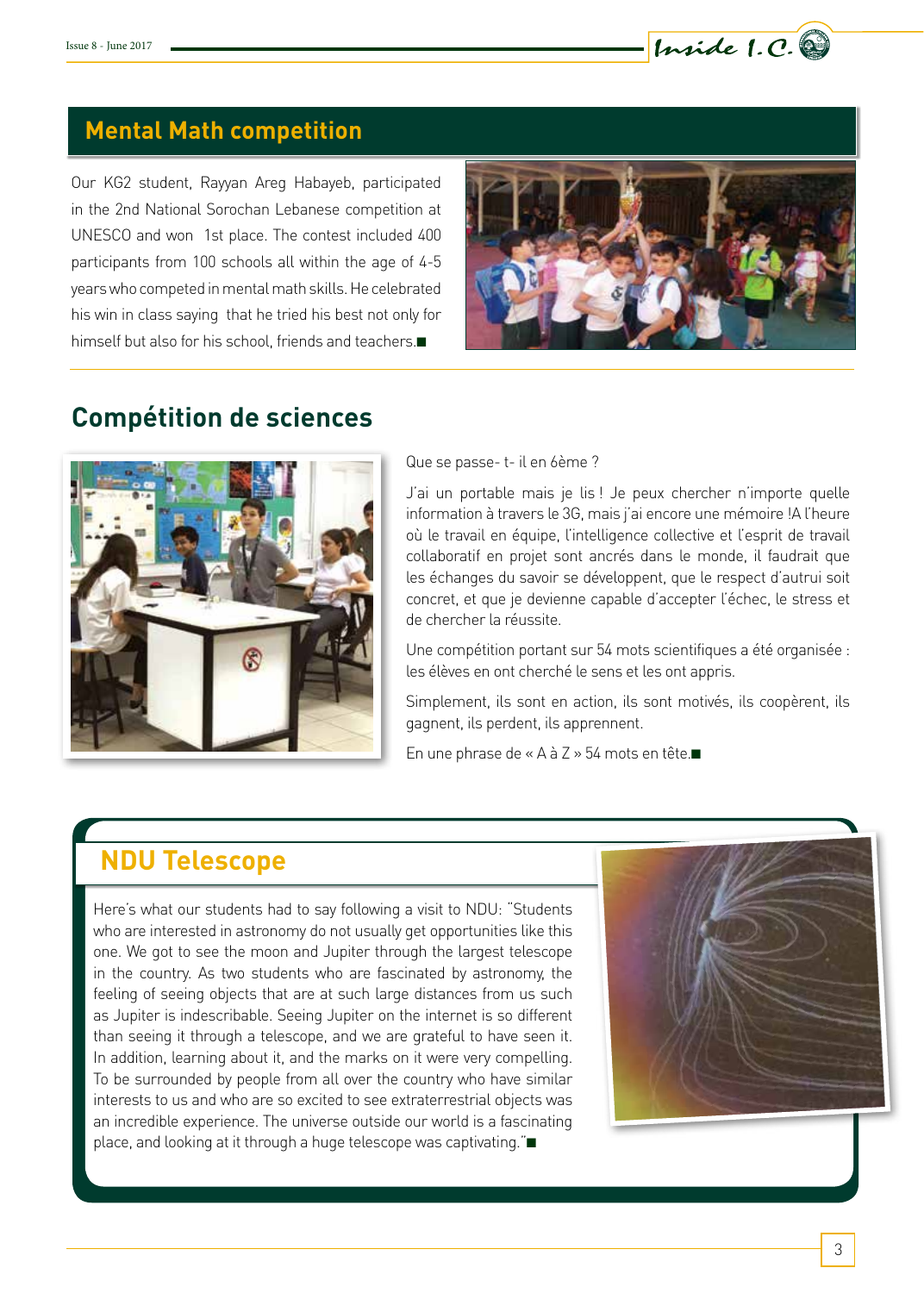## Mental Math competition

Our KG2 student, Rayyan Areg Habayeb, participated in the 2nd National Sorochan Lebanese competition at UNESCO and won 1st place. The contest included 400 participants from 100 schools all within the age of 4-5 years who competed in mental math skills. He celebrated his win in class saying that he tried his best not only for himself but also for his school, friends and teachers.■

## Compétition de sciences

Que se passe- t- il en 6ème ?

J'ai un portable mais je lis ! Je peux chercher n'importe quelle information à travers le 3G, mais j'ai encore une mémoire !A l'heure où le travail en équipe, l'intelligence collective et l'esprit de travail collaboratif en projet sont ancrés dans le monde, il faudrait que les échanges du savoir se développent, que le respect d'autrui soit concret, et que je devienne capable d'accepter l'échec, le stress et de chercher la réussite.

Une compétition portant sur 54 mots scientifiques a été organisée : les élèves en ont cherché le sens et les ont appris.

Simplement, ils sont en action, ils sont motivés, ils coopèrent, ils gagnent, ils perdent, ils apprennent.

En une phrase de « A à Z » 54 mots en tête.■

## NDU Telescope

Here's what our students had to say following a visit to NDU: "Students who are interested in astronomy do not usually get opportunities like this one. We got to see the moon and Jupiter through the largest telescope in the country. As two students who are fascinated by astronomy, the feeling of seeing objects that are at such large distances from us such as Jupiter is indescribable. Seeing Jupiter on the internet is so different than seeing it through a telescope, and we are grateful to have seen it. In addition, learning about it, and the marks on it were very compelling. To be surrounded by people from all over the country who have similar interests to us and who are so excited to see extraterrestrial objects was an incredible experience. The universe outside our world is a fascinating place, and looking at it through a huge telescope was captivating."■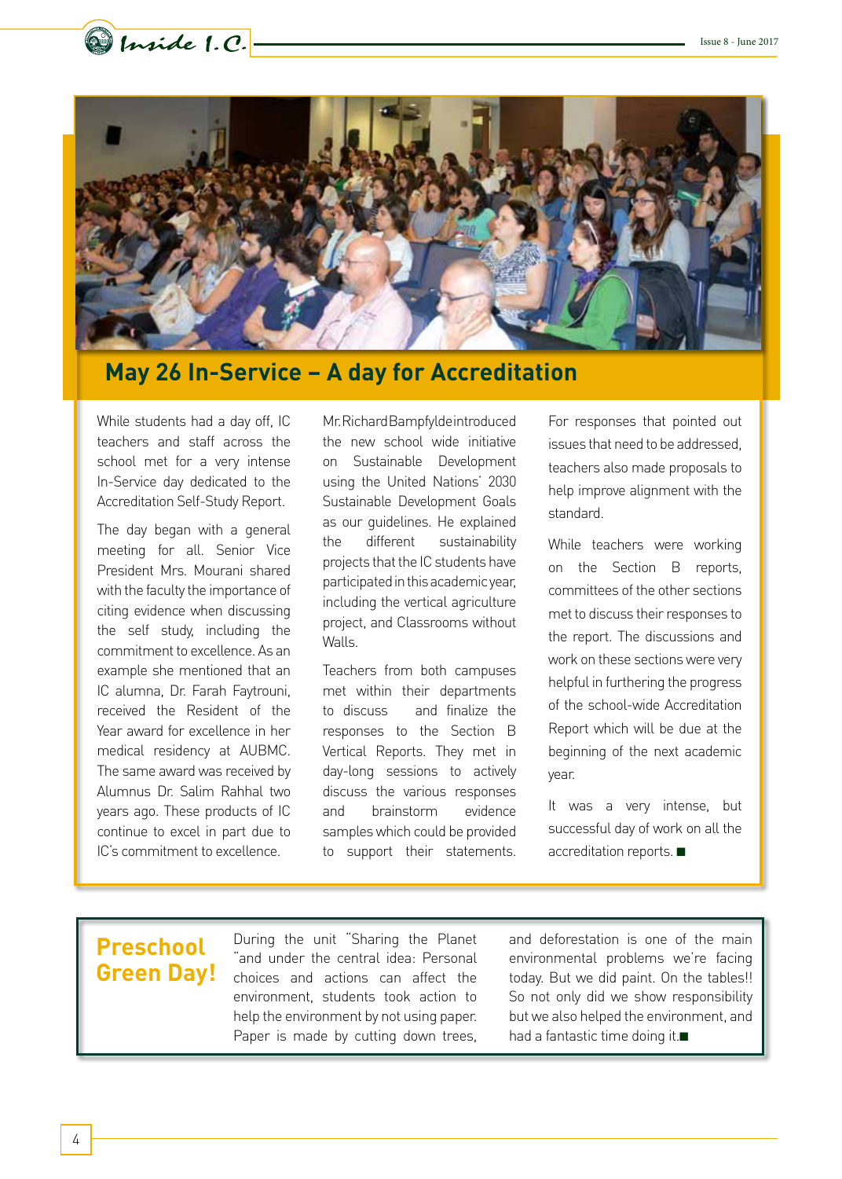## May 26 In-Service – A day for Accreditation

While students had a day off, IC teachers and staff across the school met for a very intense In-Service day dedicated to the Accreditation Self-Study Report.

The day began with a general meeting for all. Senior Vice President Mrs. Mourani shared with the faculty the importance of citing evidence when discussing the self study, including the commitment to excellence. As an example she mentioned that an IC alumna, Dr. Farah Faytrouni, received the Resident of the Year award for excellence in her medical residency at AUBMC. The same award was received by Alumnus Dr. Salim Rahhal two years ago. These products of IC continue to excel in part due to IC's commitment to excellence.

Mr. Richard Bampfylde introduced the new school wide initiative on Sustainable Development using the United Nations' 2030 Sustainable Development Goals as our guidelines. He explained the different sustainability projects that the IC students have participated in this academic year, including the vertical agriculture project, and Classrooms without Walls.

Teachers from both campuses met within their departments to discuss and finalize the responses to the Section B Vertical Reports. They met in day-long sessions to actively discuss the various responses and brainstorm evidence samples which could be provided to support their statements. For responses that pointed out issues that need to be addressed, teachers also made proposals to help improve alignment with the standard.

While teachers were working on the Section B reports, committees of the other sections met to discuss their responses to the report. The discussions and work on these sections were very helpful in furthering the progress of the school-wide Accreditation Report which will be due at the beginning of the next academic year.

It was a very intense, but successful day of work on all the accreditation reports. ■

## Preschool Green Day!

During the unit "Sharing the Planet "and under the central idea: Personal choices and actions can affect the environment, students took action to help the environment by not using paper. Paper is made by cutting down trees, and deforestation is one of the main environmental problems we're facing today. But we did paint. On the tables!! So not only did we show responsibility but we also helped the environment, and had a fantastic time doing it.■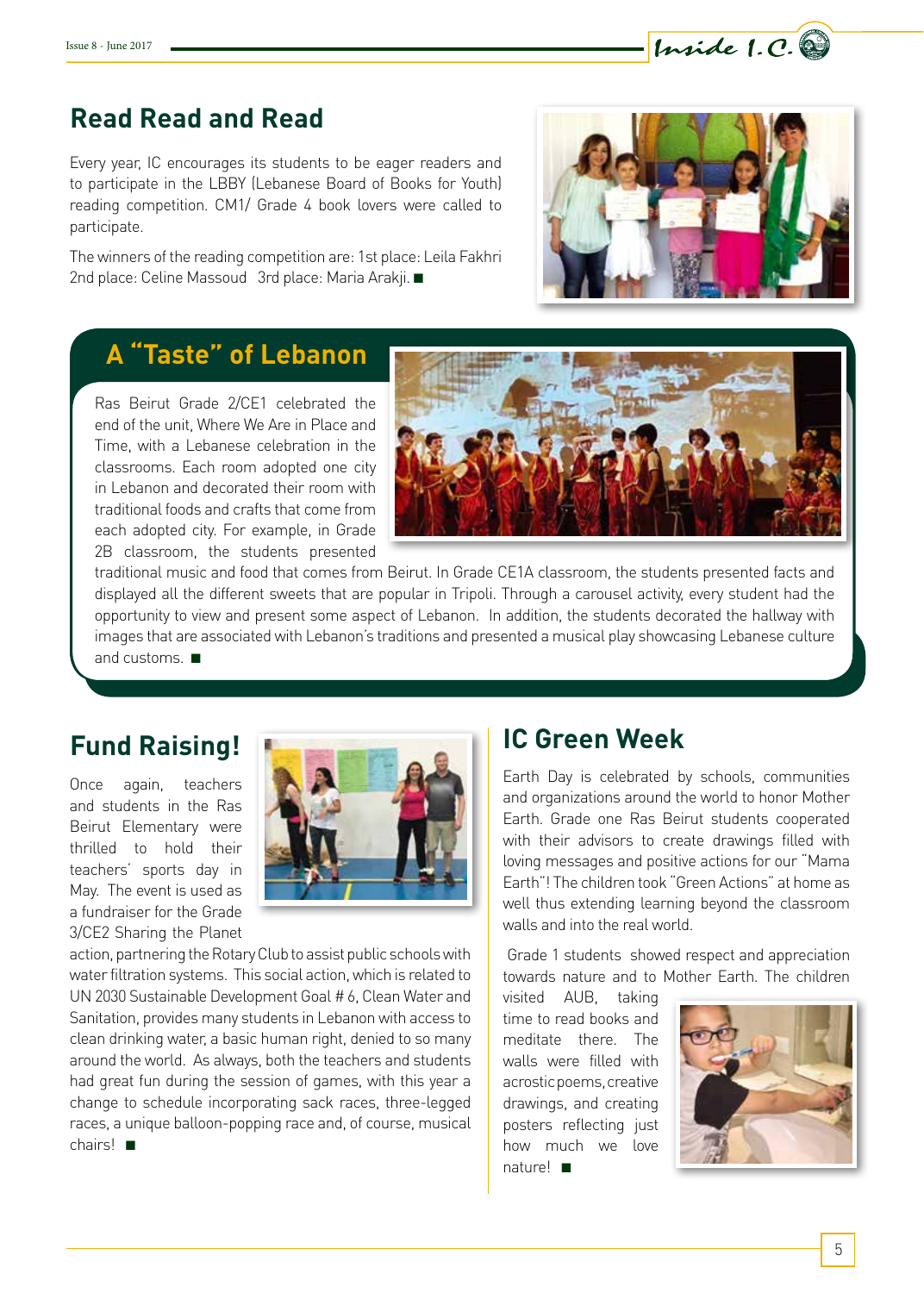## Read Read and Read

Every year, IC encourages its students to be eager readers and to participate in the LBBY (Lebanese Board of Books for Youth) reading competition. CM1/ Grade 4 book lovers were called to participate.

The winners of the reading competition are: 1st place: Leila Fakhri 2nd place: Celine Massoud 3rd place: Maria Arakji. ■

## A "Taste" of Lebanon

Ras Beirut Grade 2/CE1 celebrated the end of the unit, Where We Are in Place and Time, with a Lebanese celebration in the classrooms. Each room adopted one city in Lebanon and decorated their room with traditional foods and crafts that come from each adopted city. For example, in Grade 2B classroom, the students presented traditional music and food that comes from Beirut. In Grade CE1A classroom, the students presented facts and displayed all the different sweets that are popular in Tripoli. Through a carousel activity, every student had the opportunity to view and present some aspect of Lebanon. In addition, the students decorated the hallway with images that are associated with Lebanon's traditions and presented a musical play showcasing Lebanese culture and customs. ■

## Fund Raising!

Once again, teachers and students in the Ras Beirut Elementary were thrilled to hold their teachers' sports day in May. The event is used as a fundraiser for the Grade 3/CE2 Sharing the Planet action, partnering the Rotary Club to assist public schools with water filtration systems. This social action, which is related to UN 2030 Sustainable Development Goal # 6, Clean Water and Sanitation, provides many students in Lebanon with access to clean drinking water, a basic human right, denied to so many around the world. As always, both the teachers and students had great fun during the session of games, with this year a change to schedule incorporating sack races, three-legged races, a unique balloon-popping race and, of course, musical chairs! ■

## IC Green Week

Earth Day is celebrated by schools, communities and organizations around the world to honor Mother Earth. Grade one Ras Beirut students cooperated with their advisors to create drawings filled with loving messages and positive actions for our "Mama Earth"! The children took "Green Actions" at home as well thus extending learning beyond the classroom walls and into the real world.

Grade 1 students showed respect and appreciation towards nature and to Mother Earth. The children visited AUB, taking time to read books and meditate there. The walls were filled with acrostic poems, creative drawings, and creating posters reflecting just how much we love nature! ■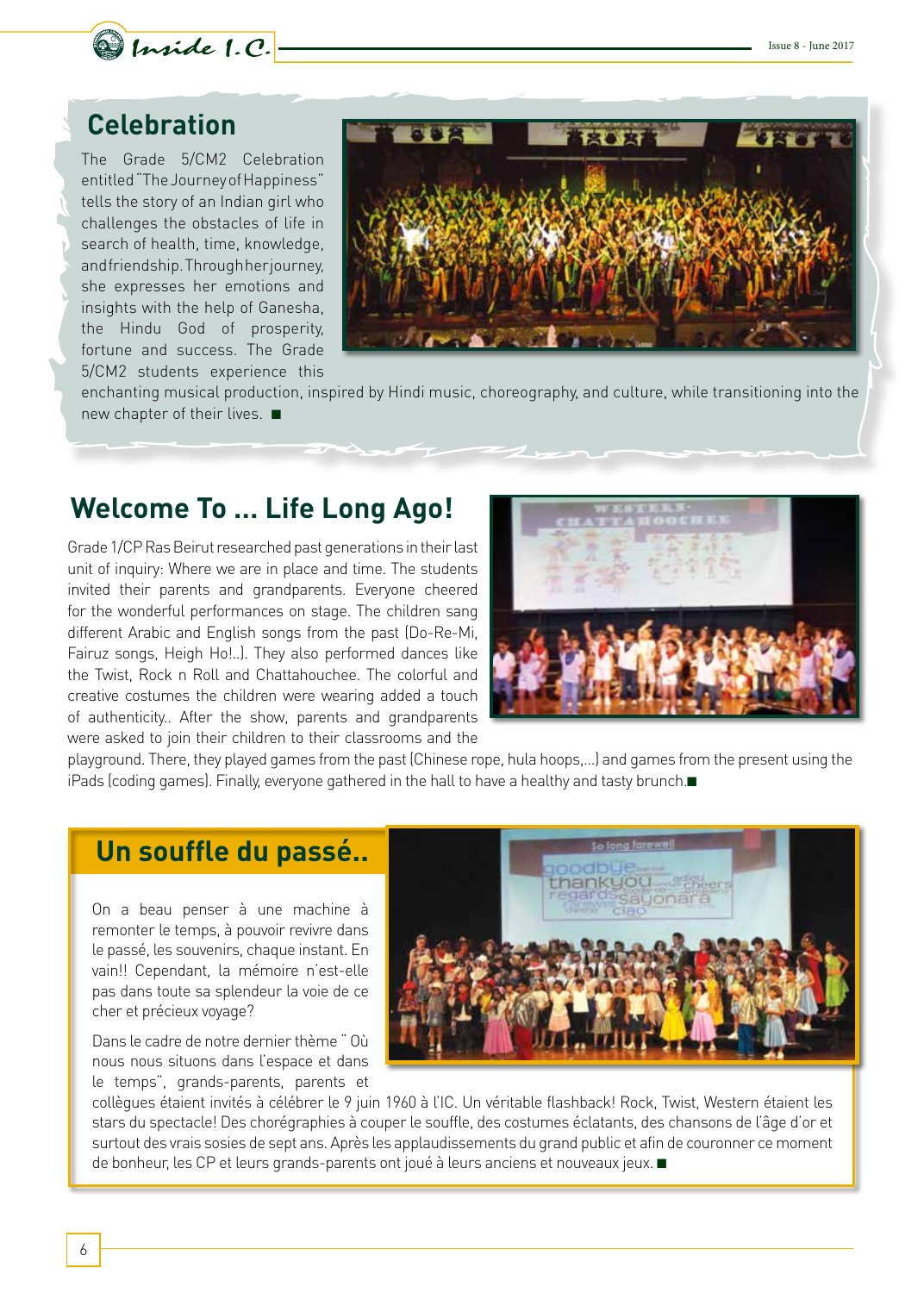## Celebration

The Grade 5/CM2 Celebration entitled "The Journey of Happiness" tells the story of an Indian girl who challenges the obstacles of life in search of health, time, knowledge, and friendship. Through her journey, she expresses her emotions and insights with the help of Ganesha, the Hindu God of prosperity, fortune and success. The Grade 5/CM2 students experience this enchanting musical production, inspired by Hindi music, choreography, and culture, while transitioning into the new chapter of their lives. ■

## Welcome To ... Life Long Ago!

Grade 1/CP Ras Beirut researched past generations in their last unit of inquiry: Where we are in place and time. The students invited their parents and grandparents. Everyone cheered for the wonderful performances on stage. The children sang different Arabic and English songs from the past (Do-Re-Mi, Fairuz songs, Heigh Ho!..). They also performed dances like the Twist, Rock n Roll and Chattahouchee. The colorful and creative costumes the children were wearing added a touch of authenticity.. After the show, parents and grandparents were asked to join their children to their classrooms and the playground. There, they played games from the past (Chinese rope, hula hoops,...) and games from the present using the iPads (coding games). Finally, everyone gathered in the hall to have a healthy and tasty brunch.■

## Un souffle du passé..

On a beau penser à une machine à remonter le temps, à pouvoir revivre dans le passé, les souvenirs, chaque instant. En vain!! Cependant, la mémoire n'est-elle pas dans toute sa splendeur la voie de ce cher et précieux voyage?

Dans le cadre de notre dernier thème " Où nous nous situons dans l'espace et dans le temps", grands-parents, parents et collègues étaient invités à célébrer le 9 juin 1960 à l'IC. Un véritable flashback! Rock, Twist, Western étaient les stars du spectacle! Des chorégraphies à couper le souffle, des costumes éclatants, des chansons de l'âge d'or et surtout des vrais sosies de sept ans. Après les applaudissements du grand public et afin de couronner ce moment de bonheur, les CP et leurs grands-parents ont joué à leurs anciens et nouveaux jeux. ■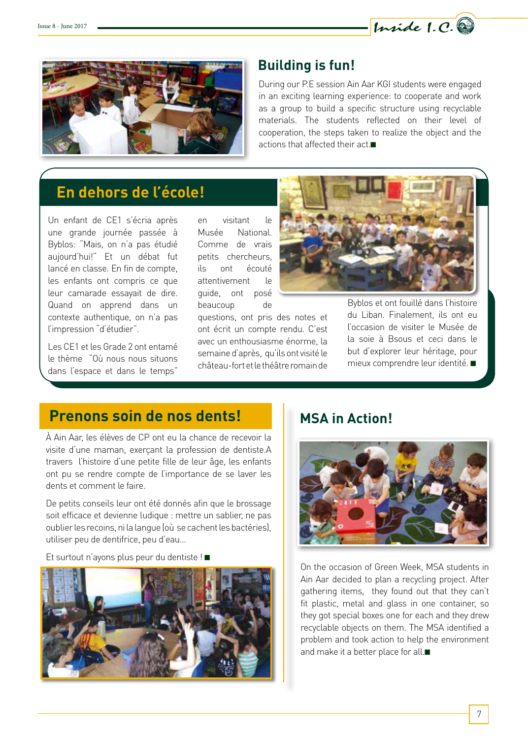## Building is fun!

During our P.E session Ain Aar KGI students were engaged in an exciting learning experience: to cooperate and work as a group to build a specific structure using recyclable materials. The students reflected on their level of cooperation, the steps taken to realize the object and the actions that affected their act.■

## En dehors de l'école!

Un enfant de CE1 s'écria après une grande journée passée à Byblos: "Mais, on n'a pas étudié aujourd'hui!" Et un débat fut lancé en classe. En fin de compte, les enfants ont compris ce que leur camarade essayait de dire. Quand on apprend dans un contexte authentique, on n'a pas l'impression "d'étudier".

Les CE1 et les Grade 2 ont entamé le thème "Où nous nous situons dans l'espace et dans le temps" en visitant le Musée National. Comme de vrais petits chercheurs, ils ont écouté attentivement le guide, ont posé beaucoup de questions, ont pris des notes et ont écrit un compte rendu. C'est avec un enthousiasme énorme, la semaine d'après, qu'ils ont visité le château-fort et le théâtre romain de Byblos et ont fouillé dans l'histoire du Liban. Finalement, ils ont eu l'occasion de visiter le Musée de la soie à Bsous et ceci dans le but d'explorer leur héritage, pour mieux comprendre leur identité. ■

## Prenons soin de nos dents!

À Ain Aar, les élèves de CP ont eu la chance de recevoir la visite d'une maman, exerçant la profession de dentiste.A travers l'histoire d'une petite fille de leur âge, les enfants ont pu se rendre compte de l'importance de se laver les dents et comment le faire.

De petits conseils leur ont été donnés afin que le brossage soit efficace et devienne ludique : mettre un sablier, ne pas oublier les recoins, ni la langue (où se cachent les bactéries), utiliser peu de dentifrice, peu d'eau...

Et surtout n'ayons plus peur du dentiste ! ■

## MSA in Action!

On the occasion of Green Week, MSA students in Ain Aar decided to plan a recycling project. After gathering items, they found out that they can't fit plastic, metal and glass in one container, so they got special boxes one for each and they drew recyclable objects on them. The MSA identified a problem and took action to help the environment and make it a better place for all.■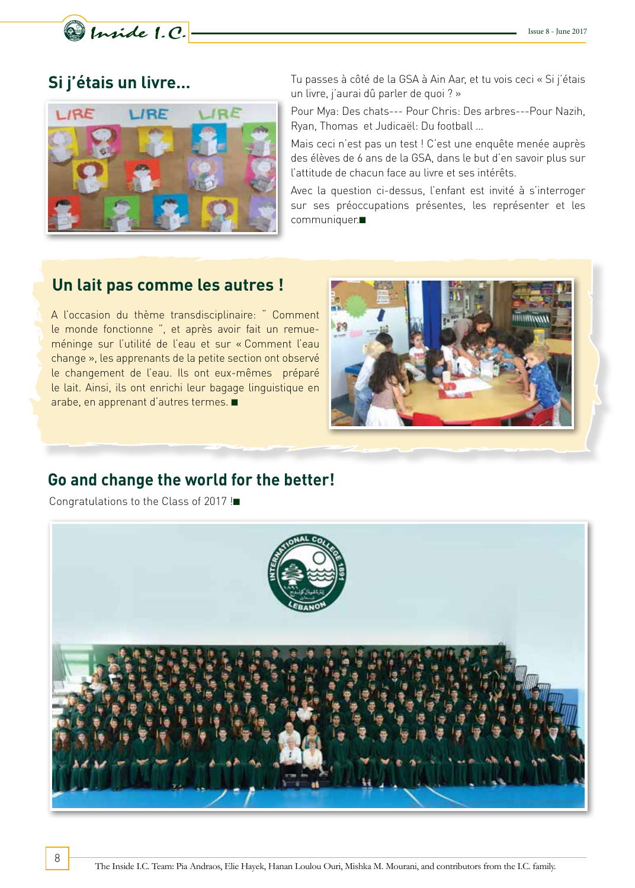## Si j'étais un livre...

Tu passes à côté de la GSA à Ain Aar, et tu vois ceci « Si j'étais un livre, j'aurai dû parler de quoi ? »

Pour Mya: Des chats--- Pour Chris: Des arbres---Pour Nazih, Ryan, Thomas et Judicaël: Du football ...

Mais ceci n'est pas un test ! C'est une enquête menée auprès des élèves de 6 ans de la GSA, dans le but d'en savoir plus sur l'attitude de chacun face au livre et ses intérêts.

Avec la question ci-dessus, l'enfant est invité à s'interroger sur ses préoccupations présentes, les représenter et les communiquer.■

## Un lait pas comme les autres !

A l'occasion du thème transdisciplinaire: ″ Comment le monde fonctionne ″, et après avoir fait un remue-méninge sur l'utilité de l'eau et sur « Comment l'eau change », les apprenants de la petite section ont observé le changement de l'eau. Ils ont eux-mêmes préparé le lait. Ainsi, ils ont enrichi leur bagage linguistique en arabe, en apprenant d'autres termes. ■

## Go and change the world for the better!

Congratulations to the Class of 2017 !■

The Inside I.C. Team: Pia Andraos, Elie Hayek, Hanan Loulou Ouri, Mishka M. Mourani, and contributors from the I.C. family.